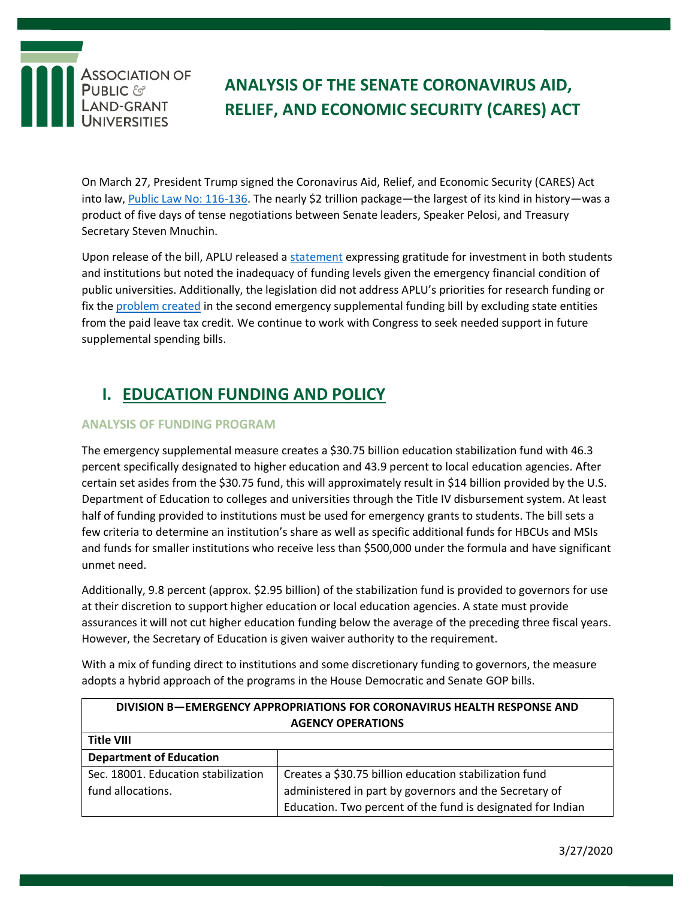# ANALYSIS OF THE SENATE CORONAVIRUS AID, RELIEF, AND ECONOMIC SECURITY (CARES) ACT

On March 27, President Trump signed the Coronavirus Aid, Relief, and Economic Security (CARES) Act into law, Public Law No: 116-136. The nearly $2 trillion package—the largest of its kind in history—was a product of five days of tense negotiations between Senate leaders, Speaker Pelosi, and Treasury Secretary Steven Mnuchin.

Upon release of the bill, APLU released a statement expressing gratitude for investment in both students and institutions but noted the inadequacy of funding levels given the emergency financial condition of public universities. Additionally, the legislation did not address APLU's priorities for research funding or fix the problem created in the second emergency supplemental funding bill by excluding state entities from the paid leave tax credit. We continue to work with Congress to seek needed support in future supplemental spending bills.

## I. EDUCATION FUNDING AND POLICY

### ANALYSIS OF FUNDING PROGRAM

The emergency supplemental measure creates a $30.75 billion education stabilization fund with 46.3 percent specifically designated to higher education and 43.9 percent to local education agencies. After certain set asides from the $30.75 fund, this will approximately result in $14 billion provided by the U.S. Department of Education to colleges and universities through the Title IV disbursement system. At least half of funding provided to institutions must be used for emergency grants to students. The bill sets a few criteria to determine an institution's share as well as specific additional funds for HBCUs and MSIs and funds for smaller institutions who receive less than $500,000 under the formula and have significant unmet need.

Additionally, 9.8 percent (approx. $2.95 billion) of the stabilization fund is provided to governors for use at their discretion to support higher education or local education agencies. A state must provide assurances it will not cut higher education funding below the average of the preceding three fiscal years. However, the Secretary of Education is given waiver authority to the requirement.

With a mix of funding direct to institutions and some discretionary funding to governors, the measure adopts a hybrid approach of the programs in the House Democratic and Senate GOP bills.

| DIVISION B—EMERGENCY APPROPRIATIONS FOR CORONAVIRUS HEALTH RESPONSE AND AGENCY OPERATIONS | |
|---|---|
| **Title VIII** | |
| **Department of Education** | |
| Sec. 18001. Education stabilization fund allocations. | Creates a $30.75 billion education stabilization fund administered in part by governors and the Secretary of Education. Two percent of the fund is designated for Indian |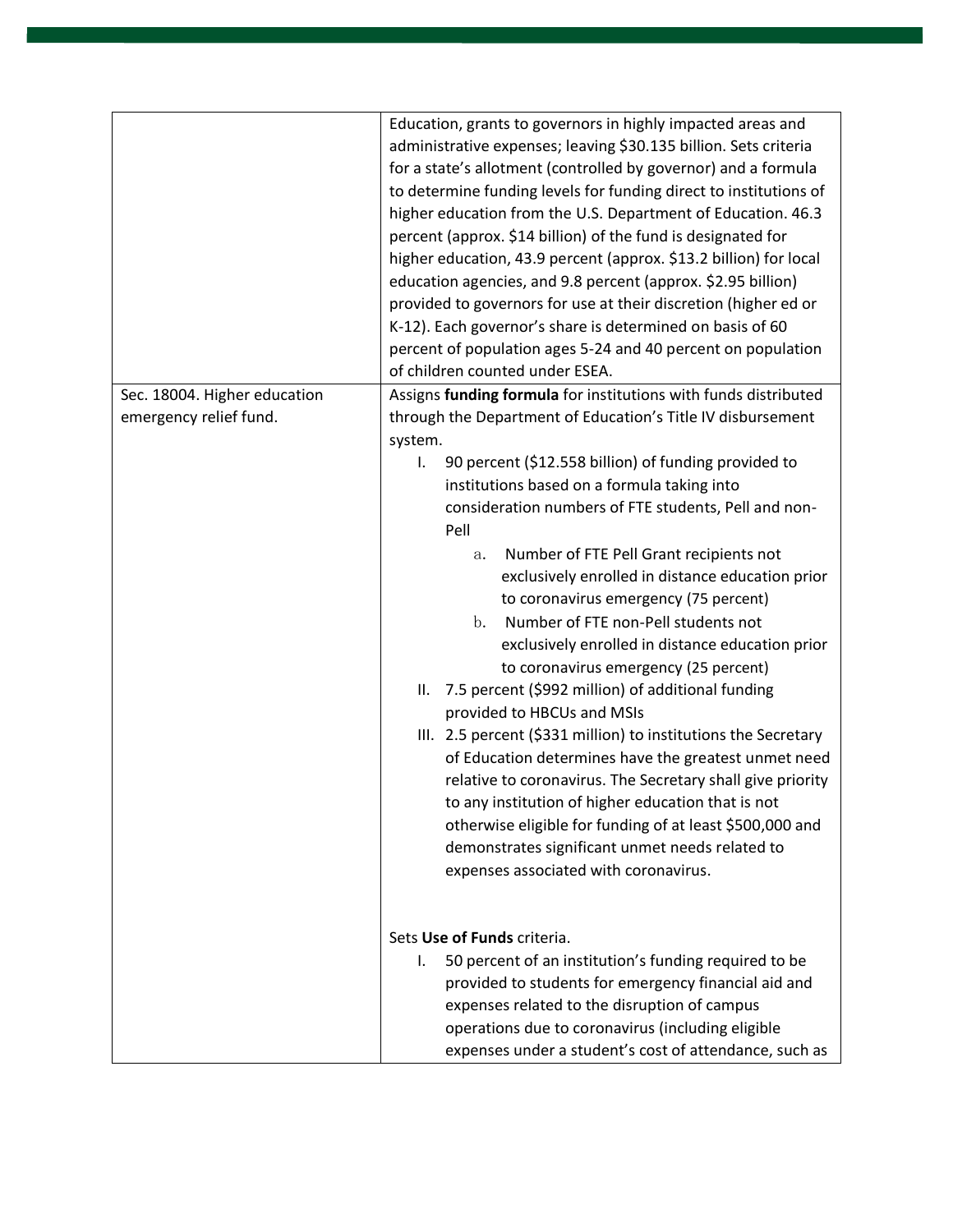| | |
|---|---|
| | Education, grants to governors in highly impacted areas and administrative expenses; leaving $30.135 billion. Sets criteria for a state's allotment (controlled by governor) and a formula to determine funding levels for funding direct to institutions of higher education from the U.S. Department of Education. 46.3 percent (approx. $14 billion) of the fund is designated for higher education, 43.9 percent (approx. $13.2 billion) for local education agencies, and 9.8 percent (approx. $2.95 billion) provided to governors for use at their discretion (higher ed or K-12). Each governor's share is determined on basis of 60 percent of population ages 5-24 and 40 percent on population of children counted under ESEA. |
| Sec. 18004. Higher education emergency relief fund. | Assigns **funding formula** for institutions with funds distributed through the Department of Education's Title IV disbursement system.<br>I. 90 percent ($12.558 billion) of funding provided to institutions based on a formula taking into consideration numbers of FTE students, Pell and non-Pell<br>a. Number of FTE Pell Grant recipients not exclusively enrolled in distance education prior to coronavirus emergency (75 percent)<br>b. Number of FTE non-Pell students not exclusively enrolled in distance education prior to coronavirus emergency (25 percent)<br>II. 7.5 percent ($992 million) of additional funding provided to HBCUs and MSIs<br>III. 2.5 percent ($331 million) to institutions the Secretary of Education determines have the greatest unmet need relative to coronavirus. The Secretary shall give priority to any institution of higher education that is not otherwise eligible for funding of at least $500,000 and demonstrates significant unmet needs related to expenses associated with coronavirus.<br><br>Sets **Use of Funds** criteria.<br>I. 50 percent of an institution's funding required to be provided to students for emergency financial aid and expenses related to the disruption of campus operations due to coronavirus (including eligible expenses under a student's cost of attendance, such as |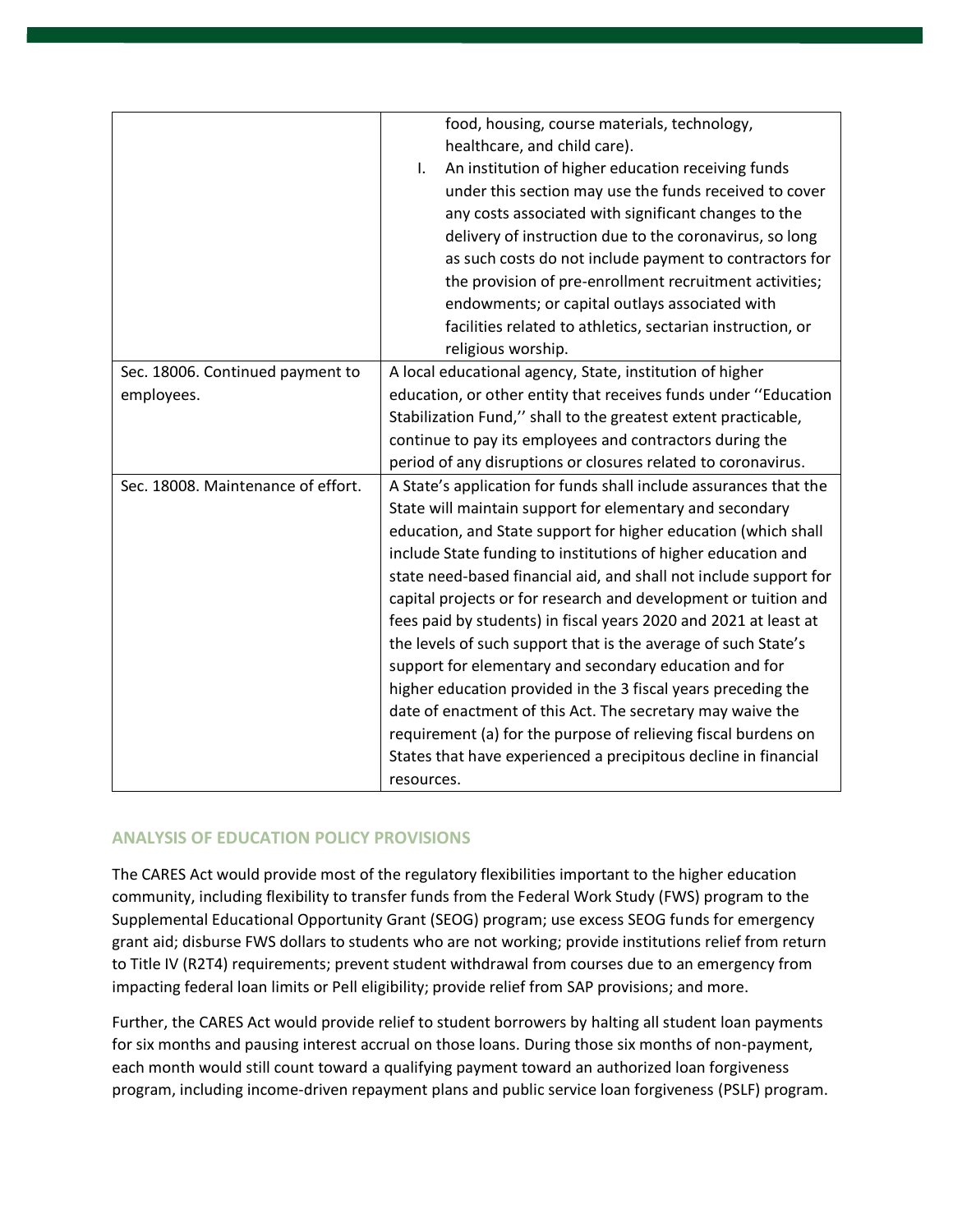| | |
|---|---|
| | food, housing, course materials, technology, healthcare, and child care).<br>I. An institution of higher education receiving funds under this section may use the funds received to cover any costs associated with significant changes to the delivery of instruction due to the coronavirus, so long as such costs do not include payment to contractors for the provision of pre-enrollment recruitment activities; endowments; or capital outlays associated with facilities related to athletics, sectarian instruction, or religious worship. |
| Sec. 18006. Continued payment to employees. | A local educational agency, State, institution of higher education, or other entity that receives funds under ''Education Stabilization Fund,'' shall to the greatest extent practicable, continue to pay its employees and contractors during the period of any disruptions or closures related to coronavirus. |
| Sec. 18008. Maintenance of effort. | A State's application for funds shall include assurances that the State will maintain support for elementary and secondary education, and State support for higher education (which shall include State funding to institutions of higher education and state need-based financial aid, and shall not include support for capital projects or for research and development or tuition and fees paid by students) in fiscal years 2020 and 2021 at least at the levels of such support that is the average of such State's support for elementary and secondary education and for higher education provided in the 3 fiscal years preceding the date of enactment of this Act. The secretary may waive the requirement (a) for the purpose of relieving fiscal burdens on States that have experienced a precipitous decline in financial resources. |

## ANALYSIS OF EDUCATION POLICY PROVISIONS

The CARES Act would provide most of the regulatory flexibilities important to the higher education community, including flexibility to transfer funds from the Federal Work Study (FWS) program to the Supplemental Educational Opportunity Grant (SEOG) program; use excess SEOG funds for emergency grant aid; disburse FWS dollars to students who are not working; provide institutions relief from return to Title IV (R2T4) requirements; prevent student withdrawal from courses due to an emergency from impacting federal loan limits or Pell eligibility; provide relief from SAP provisions; and more.

Further, the CARES Act would provide relief to student borrowers by halting all student loan payments for six months and pausing interest accrual on those loans. During those six months of non-payment, each month would still count toward a qualifying payment toward an authorized loan forgiveness program, including income-driven repayment plans and public service loan forgiveness (PSLF) program.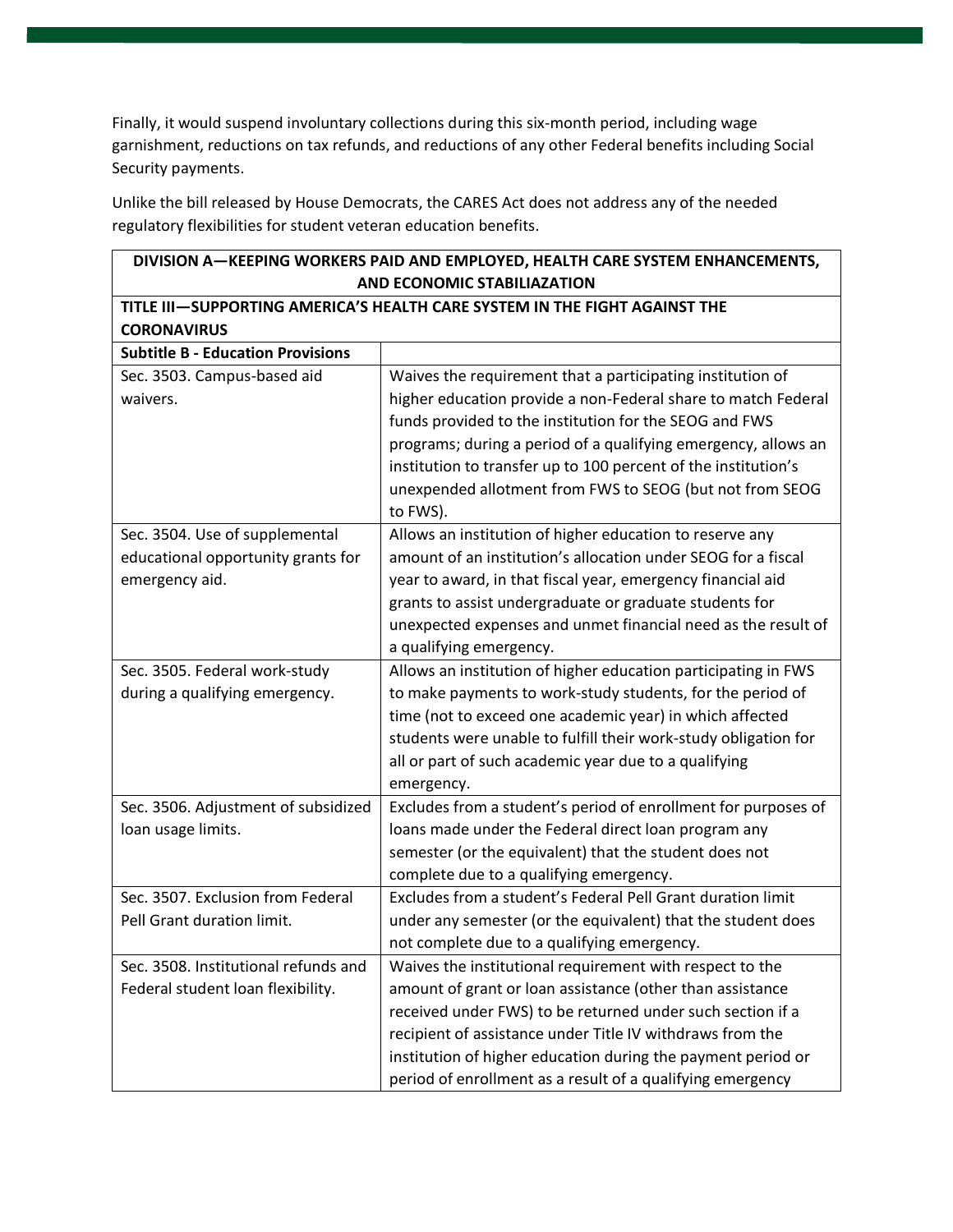Finally, it would suspend involuntary collections during this six-month period, including wage garnishment, reductions on tax refunds, and reductions of any other Federal benefits including Social Security payments.

Unlike the bill released by House Democrats, the CARES Act does not address any of the needed regulatory flexibilities for student veteran education benefits.

| **DIVISION A—KEEPING WORKERS PAID AND EMPLOYED, HEALTH CARE SYSTEM ENHANCEMENTS, AND ECONOMIC STABILIAZATION** | |
|---|---|
| **TITLE III—SUPPORTING AMERICA'S HEALTH CARE SYSTEM IN THE FIGHT AGAINST THE CORONAVIRUS** | |
| **Subtitle B - Education Provisions** | |
| Sec. 3503. Campus-based aid waivers. | Waives the requirement that a participating institution of higher education provide a non-Federal share to match Federal funds provided to the institution for the SEOG and FWS programs; during a period of a qualifying emergency, allows an institution to transfer up to 100 percent of the institution's unexpended allotment from FWS to SEOG (but not from SEOG to FWS). |
| Sec. 3504. Use of supplemental educational opportunity grants for emergency aid. | Allows an institution of higher education to reserve any amount of an institution's allocation under SEOG for a fiscal year to award, in that fiscal year, emergency financial aid grants to assist undergraduate or graduate students for unexpected expenses and unmet financial need as the result of a qualifying emergency. |
| Sec. 3505. Federal work-study during a qualifying emergency. | Allows an institution of higher education participating in FWS to make payments to work-study students, for the period of time (not to exceed one academic year) in which affected students were unable to fulfill their work-study obligation for all or part of such academic year due to a qualifying emergency. |
| Sec. 3506. Adjustment of subsidized loan usage limits. | Excludes from a student's period of enrollment for purposes of loans made under the Federal direct loan program any semester (or the equivalent) that the student does not complete due to a qualifying emergency. |
| Sec. 3507. Exclusion from Federal Pell Grant duration limit. | Excludes from a student's Federal Pell Grant duration limit under any semester (or the equivalent) that the student does not complete due to a qualifying emergency. |
| Sec. 3508. Institutional refunds and Federal student loan flexibility. | Waives the institutional requirement with respect to the amount of grant or loan assistance (other than assistance received under FWS) to be returned under such section if a recipient of assistance under Title IV withdraws from the institution of higher education during the payment period or period of enrollment as a result of a qualifying emergency |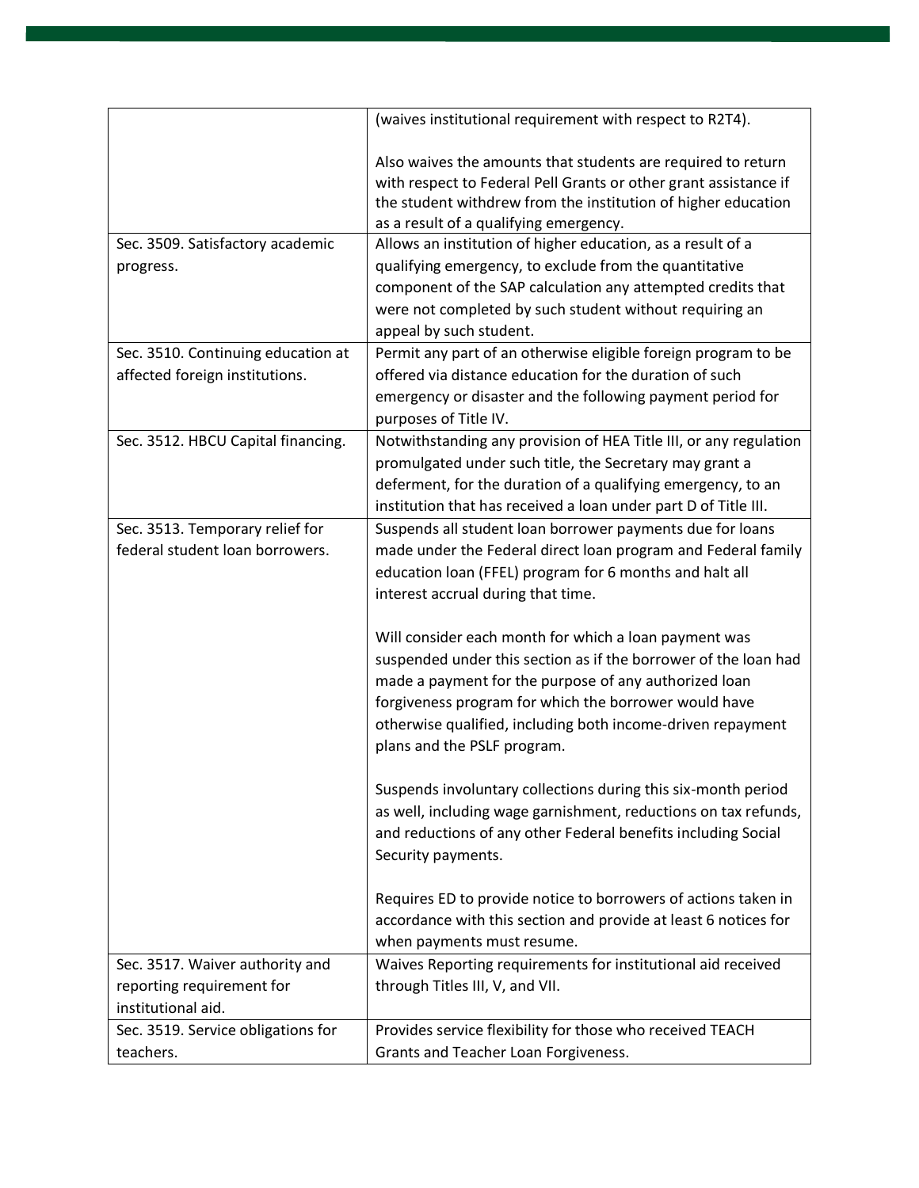| | |
|---|---|
| | (waives institutional requirement with respect to R2T4).<br><br>Also waives the amounts that students are required to return with respect to Federal Pell Grants or other grant assistance if the student withdrew from the institution of higher education as a result of a qualifying emergency. |
| Sec. 3509. Satisfactory academic progress. | Allows an institution of higher education, as a result of a qualifying emergency, to exclude from the quantitative component of the SAP calculation any attempted credits that were not completed by such student without requiring an appeal by such student. |
| Sec. 3510. Continuing education at affected foreign institutions. | Permit any part of an otherwise eligible foreign program to be offered via distance education for the duration of such emergency or disaster and the following payment period for purposes of Title IV. |
| Sec. 3512. HBCU Capital financing. | Notwithstanding any provision of HEA Title III, or any regulation promulgated under such title, the Secretary may grant a deferment, for the duration of a qualifying emergency, to an institution that has received a loan under part D of Title III. |
| Sec. 3513. Temporary relief for federal student loan borrowers. | Suspends all student loan borrower payments due for loans made under the Federal direct loan program and Federal family education loan (FFEL) program for 6 months and halt all interest accrual during that time.<br><br>Will consider each month for which a loan payment was suspended under this section as if the borrower of the loan had made a payment for the purpose of any authorized loan forgiveness program for which the borrower would have otherwise qualified, including both income-driven repayment plans and the PSLF program.<br><br>Suspends involuntary collections during this six-month period as well, including wage garnishment, reductions on tax refunds, and reductions of any other Federal benefits including Social Security payments.<br><br>Requires ED to provide notice to borrowers of actions taken in accordance with this section and provide at least 6 notices for when payments must resume. |
| Sec. 3517. Waiver authority and reporting requirement for institutional aid. | Waives Reporting requirements for institutional aid received through Titles III, V, and VII. |
| Sec. 3519. Service obligations for teachers. | Provides service flexibility for those who received TEACH Grants and Teacher Loan Forgiveness. |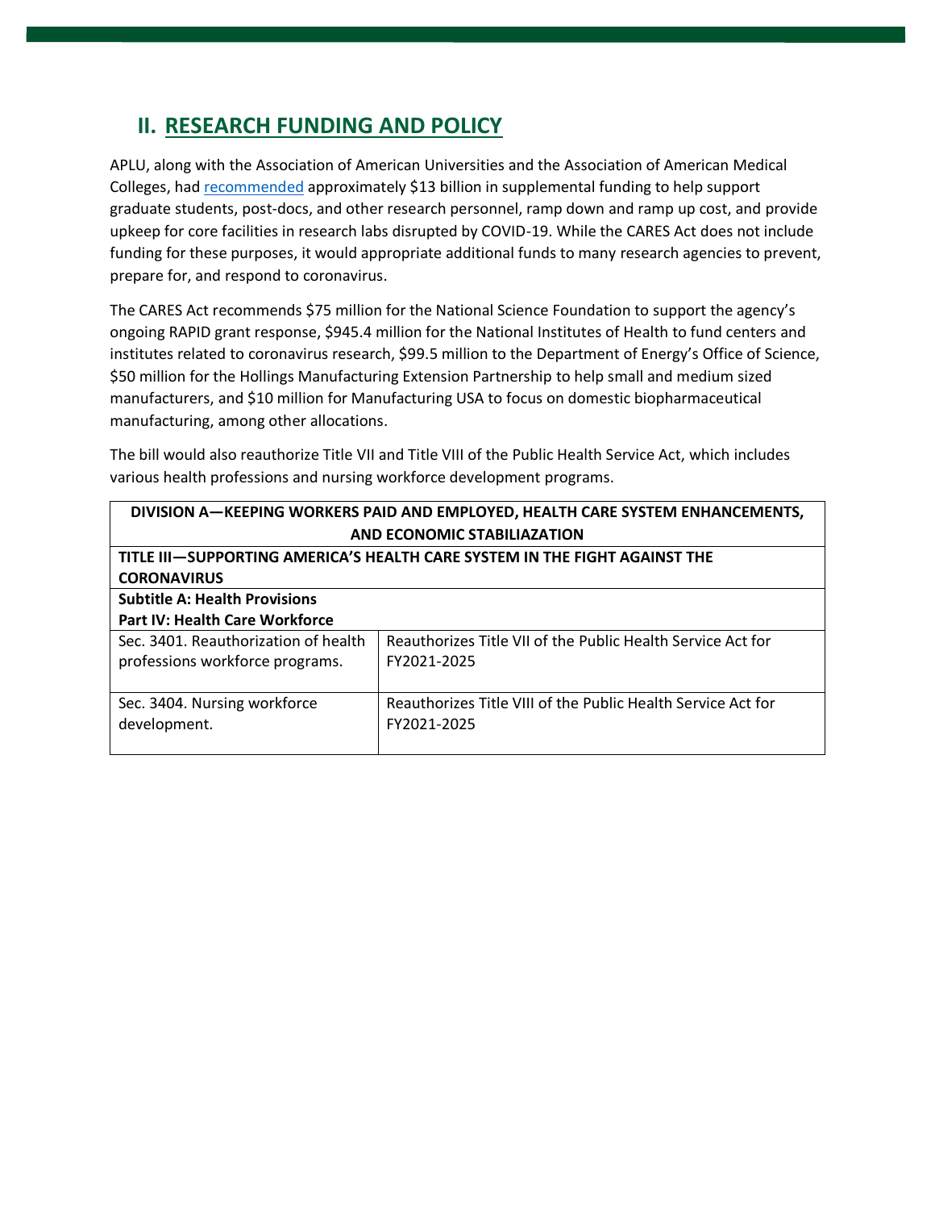## II. RESEARCH FUNDING AND POLICY

APLU, along with the Association of American Universities and the Association of American Medical Colleges, had recommended approximately $13 billion in supplemental funding to help support graduate students, post-docs, and other research personnel, ramp down and ramp up cost, and provide upkeep for core facilities in research labs disrupted by COVID-19. While the CARES Act does not include funding for these purposes, it would appropriate additional funds to many research agencies to prevent, prepare for, and respond to coronavirus.

The CARES Act recommends $75 million for the National Science Foundation to support the agency's ongoing RAPID grant response, $945.4 million for the National Institutes of Health to fund centers and institutes related to coronavirus research, $99.5 million to the Department of Energy's Office of Science, $50 million for the Hollings Manufacturing Extension Partnership to help small and medium sized manufacturers, and $10 million for Manufacturing USA to focus on domestic biopharmaceutical manufacturing, among other allocations.

The bill would also reauthorize Title VII and Title VIII of the Public Health Service Act, which includes various health professions and nursing workforce development programs.

| **DIVISION A—KEEPING WORKERS PAID AND EMPLOYED, HEALTH CARE SYSTEM ENHANCEMENTS, AND ECONOMIC STABILIAZATION** | |
|---|---|
| **TITLE III—SUPPORTING AMERICA'S HEALTH CARE SYSTEM IN THE FIGHT AGAINST THE CORONAVIRUS** | |
| **Subtitle A: Health Provisions**<br>**Part IV: Health Care Workforce** | |
| Sec. 3401. Reauthorization of health professions workforce programs. | Reauthorizes Title VII of the Public Health Service Act for FY2021-2025 |
| Sec. 3404. Nursing workforce development. | Reauthorizes Title VIII of the Public Health Service Act for FY2021-2025 |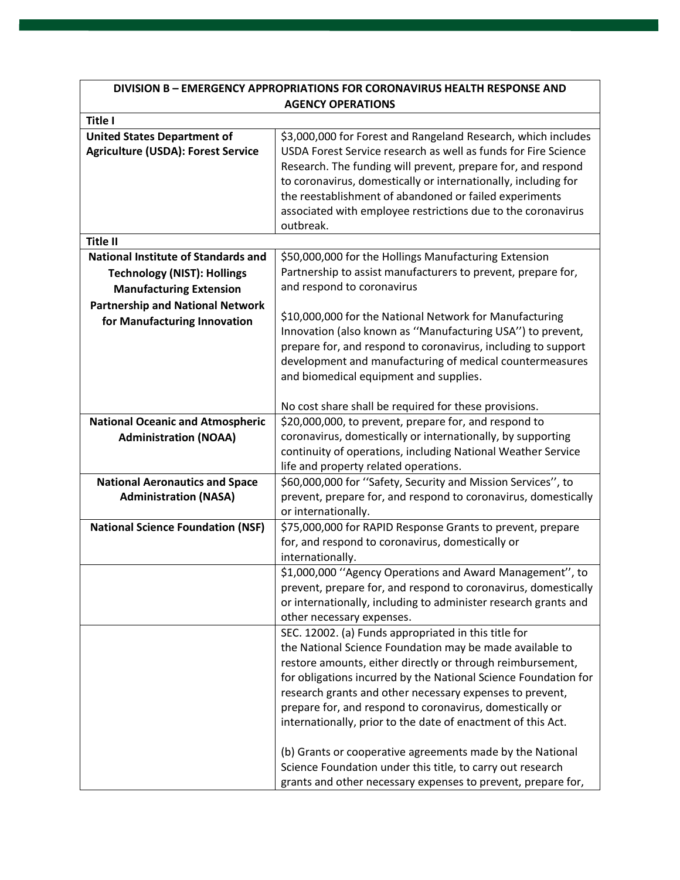| DIVISION B – EMERGENCY APPROPRIATIONS FOR CORONAVIRUS HEALTH RESPONSE AND AGENCY OPERATIONS | |
|---|---|
| **Title I** | |
| **United States Department of Agriculture (USDA): Forest Service** | $3,000,000 for Forest and Rangeland Research, which includes USDA Forest Service research as well as funds for Fire Science Research. The funding will prevent, prepare for, and respond to coronavirus, domestically or internationally, including for the reestablishment of abandoned or failed experiments associated with employee restrictions due to the coronavirus outbreak. |
| **Title II** | |
| **National Institute of Standards and Technology (NIST): Hollings Manufacturing Extension Partnership and National Network for Manufacturing Innovation** | $50,000,000 for the Hollings Manufacturing Extension Partnership to assist manufacturers to prevent, prepare for, and respond to coronavirus<br><br>$10,000,000 for the National Network for Manufacturing Innovation (also known as ''Manufacturing USA'') to prevent, prepare for, and respond to coronavirus, including to support development and manufacturing of medical countermeasures and biomedical equipment and supplies.<br><br>No cost share shall be required for these provisions. |
| **National Oceanic and Atmospheric Administration (NOAA)** | $20,000,000, to prevent, prepare for, and respond to coronavirus, domestically or internationally, by supporting continuity of operations, including National Weather Service life and property related operations. |
| **National Aeronautics and Space Administration (NASA)** | $60,000,000 for ''Safety, Security and Mission Services'', to prevent, prepare for, and respond to coronavirus, domestically or internationally. |
| **National Science Foundation (NSF)** | $75,000,000 for RAPID Response Grants to prevent, prepare for, and respond to coronavirus, domestically or internationally. |
| | $1,000,000 ''Agency Operations and Award Management'', to prevent, prepare for, and respond to coronavirus, domestically or internationally, including to administer research grants and other necessary expenses. |
| | SEC. 12002. (a) Funds appropriated in this title for the National Science Foundation may be made available to restore amounts, either directly or through reimbursement, for obligations incurred by the National Science Foundation for research grants and other necessary expenses to prevent, prepare for, and respond to coronavirus, domestically or internationally, prior to the date of enactment of this Act.<br><br>(b) Grants or cooperative agreements made by the National Science Foundation under this title, to carry out research grants and other necessary expenses to prevent, prepare for, |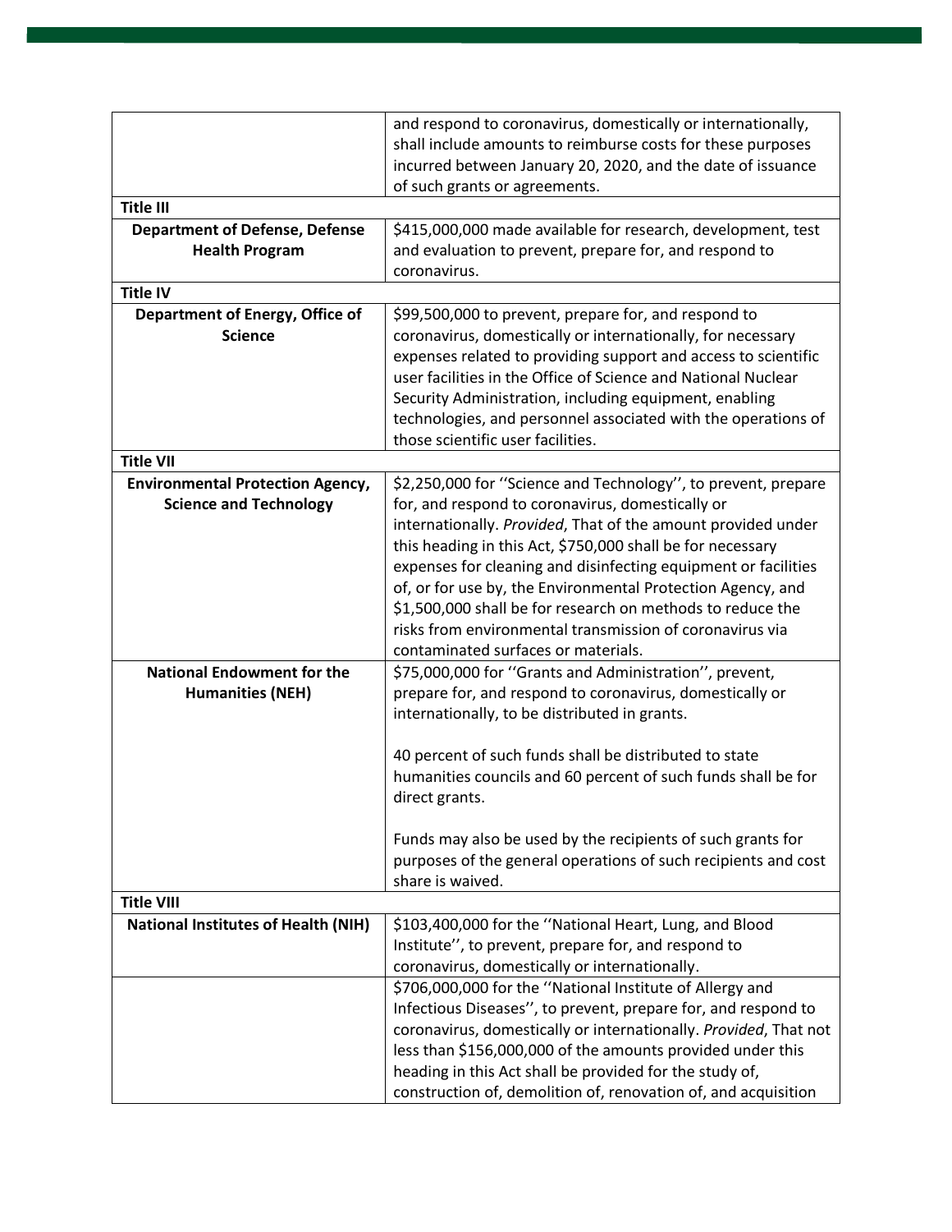| | |
|---|---|
| | and respond to coronavirus, domestically or internationally, shall include amounts to reimburse costs for these purposes incurred between January 20, 2020, and the date of issuance of such grants or agreements. |
| **Title III** | |
| **Department of Defense, Defense Health Program** | $415,000,000 made available for research, development, test and evaluation to prevent, prepare for, and respond to coronavirus. |
| **Title IV** | |
| **Department of Energy, Office of Science** | $99,500,000 to prevent, prepare for, and respond to coronavirus, domestically or internationally, for necessary expenses related to providing support and access to scientific user facilities in the Office of Science and National Nuclear Security Administration, including equipment, enabling technologies, and personnel associated with the operations of those scientific user facilities. |
| **Title VII** | |
| **Environmental Protection Agency, Science and Technology** | $2,250,000 for ''Science and Technology'', to prevent, prepare for, and respond to coronavirus, domestically or internationally. *Provided*, That of the amount provided under this heading in this Act, $750,000 shall be for necessary expenses for cleaning and disinfecting equipment or facilities of, or for use by, the Environmental Protection Agency, and $1,500,000 shall be for research on methods to reduce the risks from environmental transmission of coronavirus via contaminated surfaces or materials. |
| **National Endowment for the Humanities (NEH)** | $75,000,000 for ''Grants and Administration'', prevent, prepare for, and respond to coronavirus, domestically or internationally, to be distributed in grants.<br><br>40 percent of such funds shall be distributed to state humanities councils and 60 percent of such funds shall be for direct grants.<br><br>Funds may also be used by the recipients of such grants for purposes of the general operations of such recipients and cost share is waived. |
| **Title VIII** | |
| **National Institutes of Health (NIH)** | $103,400,000 for the ''National Heart, Lung, and Blood Institute'', to prevent, prepare for, and respond to coronavirus, domestically or internationally. |
| | $706,000,000 for the ''National Institute of Allergy and Infectious Diseases'', to prevent, prepare for, and respond to coronavirus, domestically or internationally. *Provided*, That not less than $156,000,000 of the amounts provided under this heading in this Act shall be provided for the study of, construction of, demolition of, renovation of, and acquisition |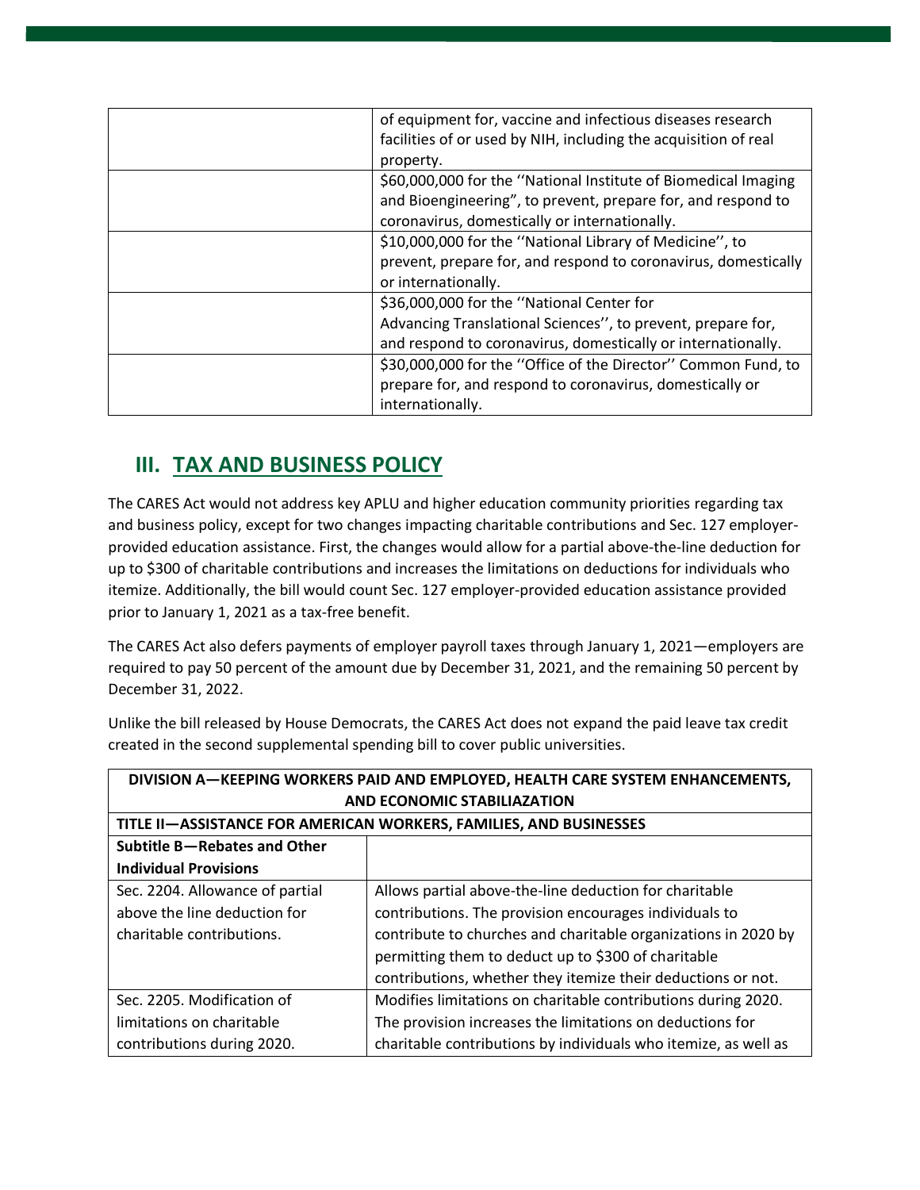| | |
|---|---|
| | of equipment for, vaccine and infectious diseases research facilities of or used by NIH, including the acquisition of real property. |
| | $60,000,000 for the ''National Institute of Biomedical Imaging and Bioengineering", to prevent, prepare for, and respond to coronavirus, domestically or internationally. |
| | $10,000,000 for the ''National Library of Medicine'', to prevent, prepare for, and respond to coronavirus, domestically or internationally. |
| | $36,000,000 for the ''National Center for Advancing Translational Sciences'', to prevent, prepare for, and respond to coronavirus, domestically or internationally. |
| | $30,000,000 for the ''Office of the Director'' Common Fund, to prepare for, and respond to coronavirus, domestically or internationally. |

## III. TAX AND BUSINESS POLICY

The CARES Act would not address key APLU and higher education community priorities regarding tax and business policy, except for two changes impacting charitable contributions and Sec. 127 employer-provided education assistance. First, the changes would allow for a partial above-the-line deduction for up to $300 of charitable contributions and increases the limitations on deductions for individuals who itemize. Additionally, the bill would count Sec. 127 employer-provided education assistance provided prior to January 1, 2021 as a tax-free benefit.

The CARES Act also defers payments of employer payroll taxes through January 1, 2021—employers are required to pay 50 percent of the amount due by December 31, 2021, and the remaining 50 percent by December 31, 2022.

Unlike the bill released by House Democrats, the CARES Act does not expand the paid leave tax credit created in the second supplemental spending bill to cover public universities.

| **DIVISION A—KEEPING WORKERS PAID AND EMPLOYED, HEALTH CARE SYSTEM ENHANCEMENTS, AND ECONOMIC STABILIAZATION** | |
|---|---|
| **TITLE II—ASSISTANCE FOR AMERICAN WORKERS, FAMILIES, AND BUSINESSES** | |
| **Subtitle B—Rebates and Other Individual Provisions** | |
| Sec. 2204. Allowance of partial above the line deduction for charitable contributions. | Allows partial above-the-line deduction for charitable contributions. The provision encourages individuals to contribute to churches and charitable organizations in 2020 by permitting them to deduct up to $300 of charitable contributions, whether they itemize their deductions or not. |
| Sec. 2205. Modification of limitations on charitable contributions during 2020. | Modifies limitations on charitable contributions during 2020. The provision increases the limitations on deductions for charitable contributions by individuals who itemize, as well as |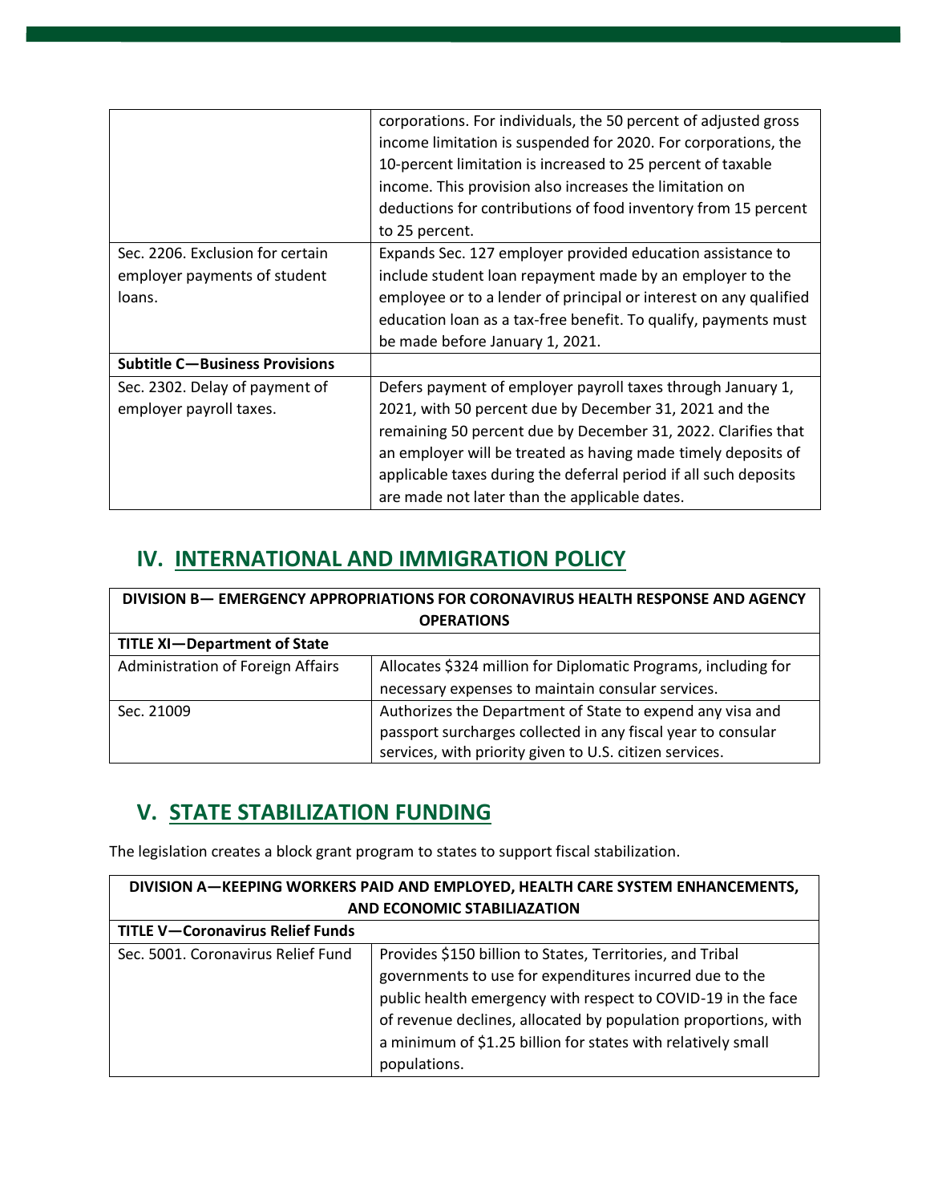| | |
|---|---|
| | corporations. For individuals, the 50 percent of adjusted gross income limitation is suspended for 2020. For corporations, the 10-percent limitation is increased to 25 percent of taxable income. This provision also increases the limitation on deductions for contributions of food inventory from 15 percent to 25 percent. |
| Sec. 2206. Exclusion for certain employer payments of student loans. | Expands Sec. 127 employer provided education assistance to include student loan repayment made by an employer to the employee or to a lender of principal or interest on any qualified education loan as a tax-free benefit. To qualify, payments must be made before January 1, 2021. |
| **Subtitle C—Business Provisions** | |
| Sec. 2302. Delay of payment of employer payroll taxes. | Defers payment of employer payroll taxes through January 1, 2021, with 50 percent due by December 31, 2021 and the remaining 50 percent due by December 31, 2022. Clarifies that an employer will be treated as having made timely deposits of applicable taxes during the deferral period if all such deposits are made not later than the applicable dates. |

## IV. INTERNATIONAL AND IMMIGRATION POLICY

| **DIVISION B— EMERGENCY APPROPRIATIONS FOR CORONAVIRUS HEALTH RESPONSE AND AGENCY OPERATIONS** | |
|---|---|
| **TITLE XI—Department of State** | |
| Administration of Foreign Affairs | Allocates $324 million for Diplomatic Programs, including for necessary expenses to maintain consular services. |
| Sec. 21009 | Authorizes the Department of State to expend any visa and passport surcharges collected in any fiscal year to consular services, with priority given to U.S. citizen services. |

## V. STATE STABILIZATION FUNDING

The legislation creates a block grant program to states to support fiscal stabilization.

| **DIVISION A—KEEPING WORKERS PAID AND EMPLOYED, HEALTH CARE SYSTEM ENHANCEMENTS, AND ECONOMIC STABILIAZATION** | |
|---|---|
| **TITLE V—Coronavirus Relief Funds** | |
| Sec. 5001. Coronavirus Relief Fund | Provides $150 billion to States, Territories, and Tribal governments to use for expenditures incurred due to the public health emergency with respect to COVID-19 in the face of revenue declines, allocated by population proportions, with a minimum of $1.25 billion for states with relatively small populations. |